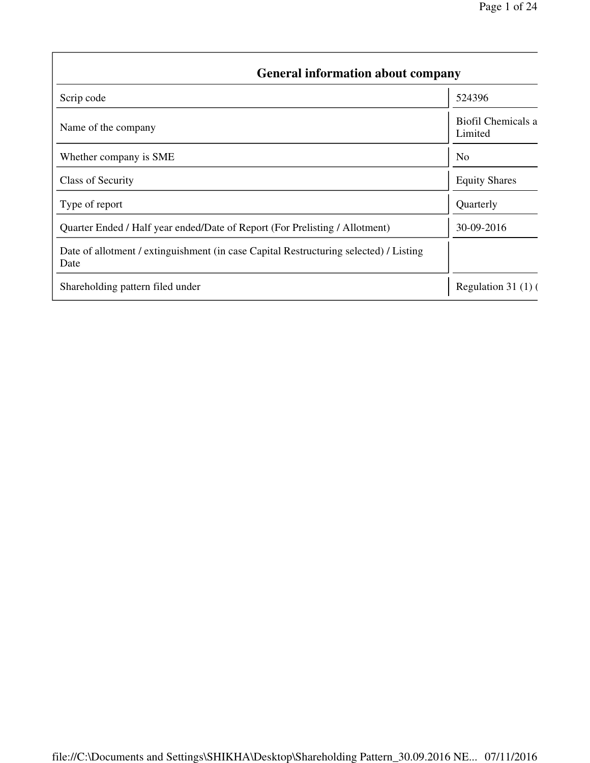## General information about company

| | |
|---|---|
| Scrip code | 524396 |
| Name of the company | Biofil Chemicals a Limited |
| Whether company is SME | No |
| Class of Security | Equity Shares |
| Type of report | Quarterly |
| Quarter Ended / Half year ended/Date of Report (For Prelisting / Allotment) | 30-09-2016 |
| Date of allotment / extinguishment (in case Capital Restructuring selected) / Listing Date | |
| Shareholding pattern filed under | Regulation 31 (1) ( |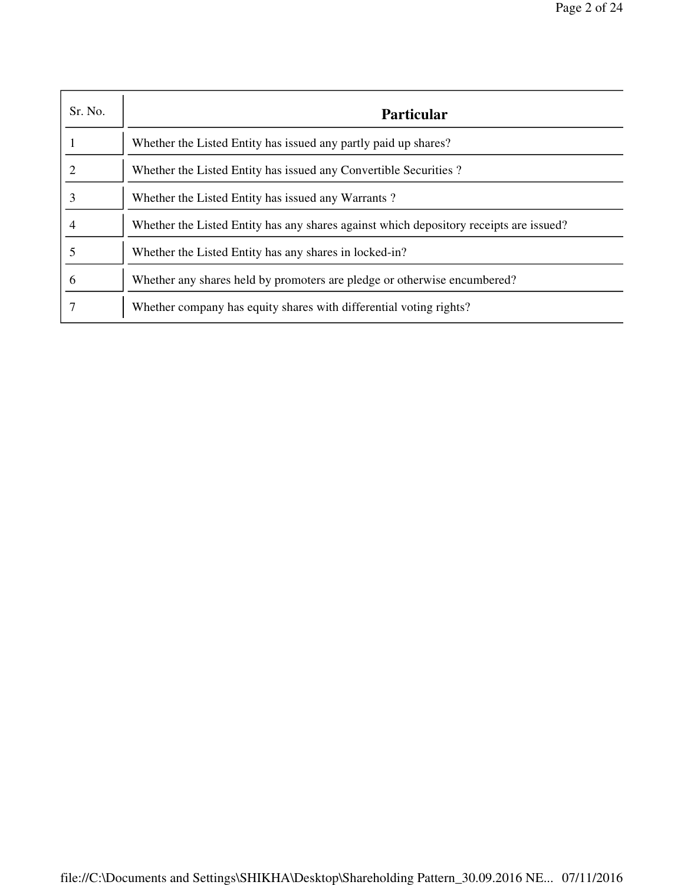| Sr. No. | Particular |
| --- | --- |
| 1 | Whether the Listed Entity has issued any partly paid up shares? |
| 2 | Whether the Listed Entity has issued any Convertible Securities ? |
| 3 | Whether the Listed Entity has issued any Warrants ? |
| 4 | Whether the Listed Entity has any shares against which depository receipts are issued? |
| 5 | Whether the Listed Entity has any shares in locked-in? |
| 6 | Whether any shares held by promoters are pledge or otherwise encumbered? |
| 7 | Whether company has equity shares with differential voting rights? |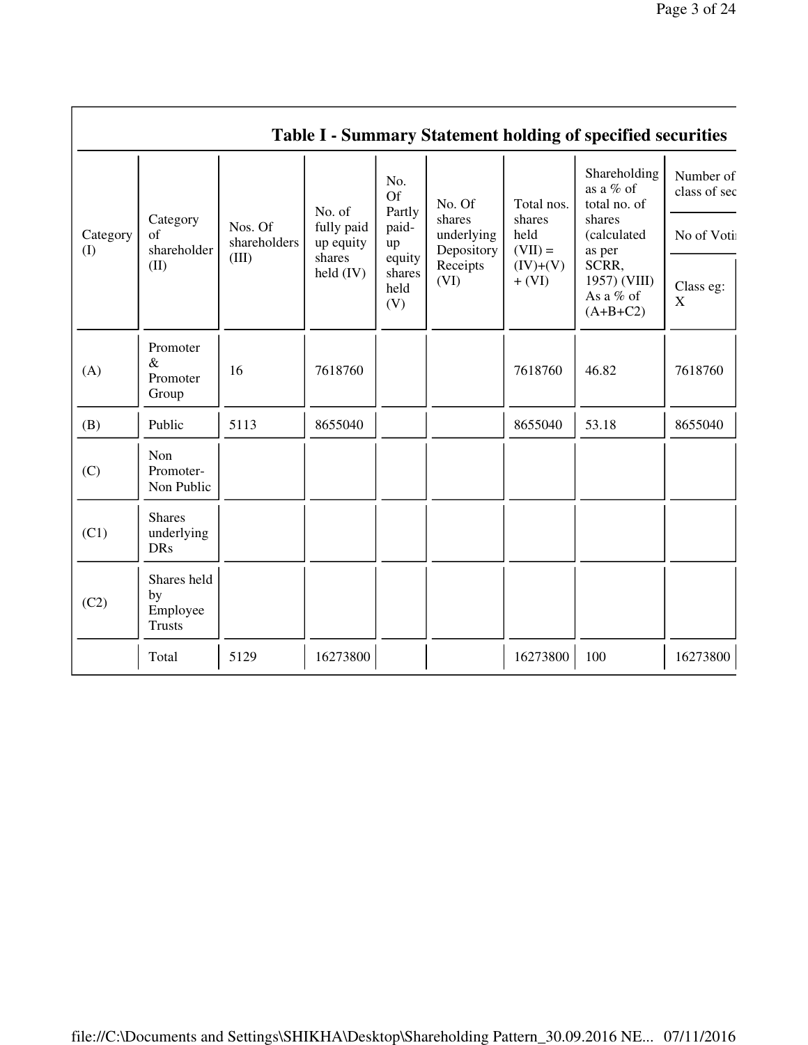## Table I - Summary Statement holding of specified securities

| Category (I) | Category of shareholder (II) | Nos. Of shareholders (III) | No. of fully paid up equity shares held (IV) | No. Of Partly paid-up equity shares held (V) | No. Of shares underlying Depository Receipts (VI) | Total nos. shares held (VII) = (IV)+(V) + (VI) | Shareholding as a % of total no. of shares (calculated as per SCRR, 1957) (VIII) As a % of (A+B+C2) | Number of class of sec |
|---|---|---|---|---|---|---|---|---|
| | | | | | | | | No of Voti |
| | | | | | | | | Class eg: X |
| (A) | Promoter & Promoter Group | 16 | 7618760 | | | 7618760 | 46.82 | 7618760 |
| (B) | Public | 5113 | 8655040 | | | 8655040 | 53.18 | 8655040 |
| (C) | Non Promoter- Non Public | | | | | | | |
| (C1) | Shares underlying DRs | | | | | | | |
| (C2) | Shares held by Employee Trusts | | | | | | | |
| | Total | 5129 | 16273800 | | | 16273800 | 100 | 16273800 |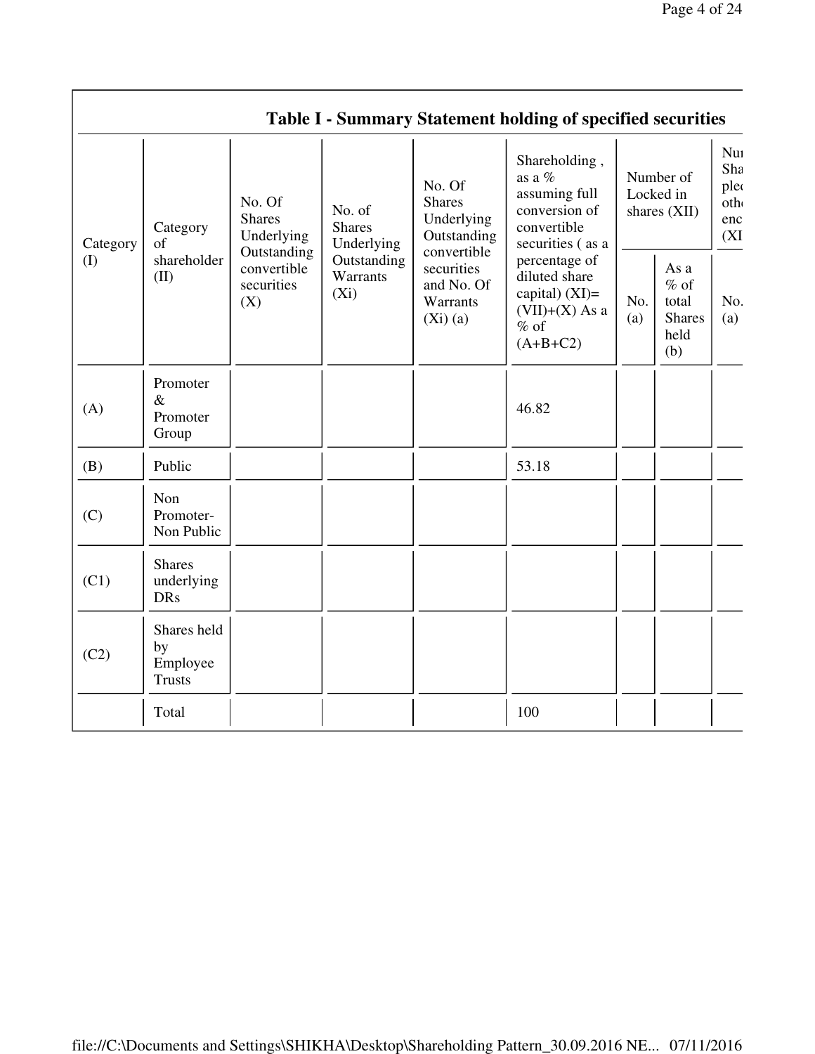## Table I - Summary Statement holding of specified securities

| Category (I) | Category of shareholder (II) | No. Of Shares Underlying Outstanding convertible securities (X) | No. of Shares Underlying Outstanding Warrants (Xi) | No. Of Shares Underlying Outstanding convertible securities and No. Of Warrants (Xi) (a) | Shareholding , as a % assuming full conversion of convertible securities ( as a percentage of diluted share capital) (XI)= (VII)+(X) As a % of (A+B+C2) | Number of Locked in shares (XII) | | Nu Sha ple oth enc (XI |
|---|---|---|---|---|---|---|---|---|
| | | | | | | No. (a) | As a % of total Shares held (b) | No. (a) |
| (A) | Promoter & Promoter Group | | | | 46.82 | | | |
| (B) | Public | | | | 53.18 | | | |
| (C) | Non Promoter- Non Public | | | | | | | |
| (C1) | Shares underlying DRs | | | | | | | |
| (C2) | Shares held by Employee Trusts | | | | | | | |
| | Total | | | | 100 | | | |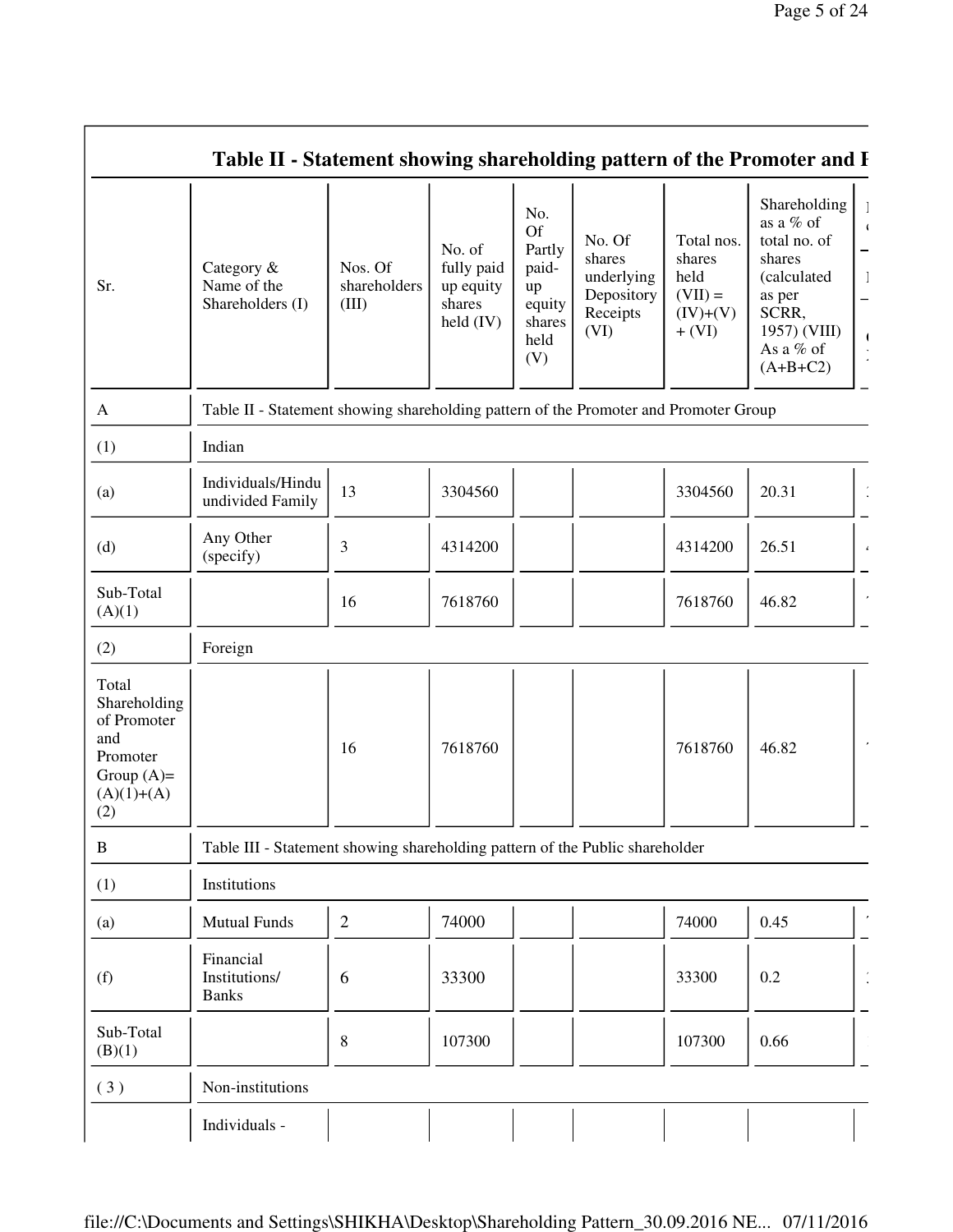## Table II - Statement showing shareholding pattern of the Promoter and P

| Sr. | Category & Name of the Shareholders (I) | Nos. Of shareholders (III) | No. of fully paid up equity shares held (IV) | No. Of Partly paid-up equity shares held (V) | No. Of shares underlying Depository Receipts (VI) | Total nos. shares held (VII) = (IV)+(V) + (VI) | Shareholding as a % of total no. of shares (calculated as per SCRR, 1957) (VIII) As a % of (A+B+C2) |
|---|---|---|---|---|---|---|---|
| A | Table II - Statement showing shareholding pattern of the Promoter and Promoter Group | | | | | | |
| (1) | Indian | | | | | | |
| (a) | Individuals/Hindu undivided Family | 13 | 3304560 | | | 3304560 | 20.31 |
| (d) | Any Other (specify) | 3 | 4314200 | | | 4314200 | 26.51 |
| Sub-Total (A)(1) | | 16 | 7618760 | | | 7618760 | 46.82 |
| (2) | Foreign | | | | | | |
| Total Shareholding of Promoter and Promoter Group (A)= (A)(1)+(A)(2) | | 16 | 7618760 | | | 7618760 | 46.82 |
| B | Table III - Statement showing shareholding pattern of the Public shareholder | | | | | | |
| (1) | Institutions | | | | | | |
| (a) | Mutual Funds | 2 | 74000 | | | 74000 | 0.45 |
| (f) | Financial Institutions/ Banks | 6 | 33300 | | | 33300 | 0.2 |
| Sub-Total (B)(1) | | 8 | 107300 | | | 107300 | 0.66 |
| ( 3 ) | Non-institutions | | | | | | |
| | Individuals - | | | | | | |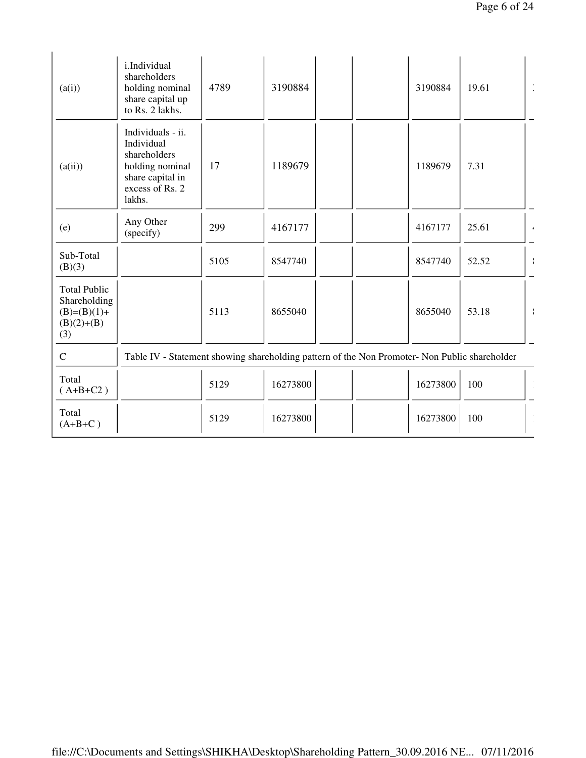| (a(i)) | i.Individual shareholders holding nominal share capital up to Rs. 2 lakhs. | 4789 | 3190884 | | | 3190884 | 19.61 |
|---|---|---|---|---|---|---|---|
| (a(ii)) | Individuals - ii. Individual shareholders holding nominal share capital in excess of Rs. 2 lakhs. | 17 | 1189679 | | | 1189679 | 7.31 |
| (e) | Any Other (specify) | 299 | 4167177 | | | 4167177 | 25.61 |
| Sub-Total (B)(3) | | 5105 | 8547740 | | | 8547740 | 52.52 |
| Total Public Shareholding (B)=(B)(1)+(B)(2)+(B)(3) | | 5113 | 8655040 | | | 8655040 | 53.18 |
| C | Table IV - Statement showing shareholding pattern of the Non Promoter- Non Public shareholder | | | | | | |
| Total ( A+B+C2 ) | | 5129 | 16273800 | | | 16273800 | 100 |
| Total (A+B+C ) | | 5129 | 16273800 | | | 16273800 | 100 |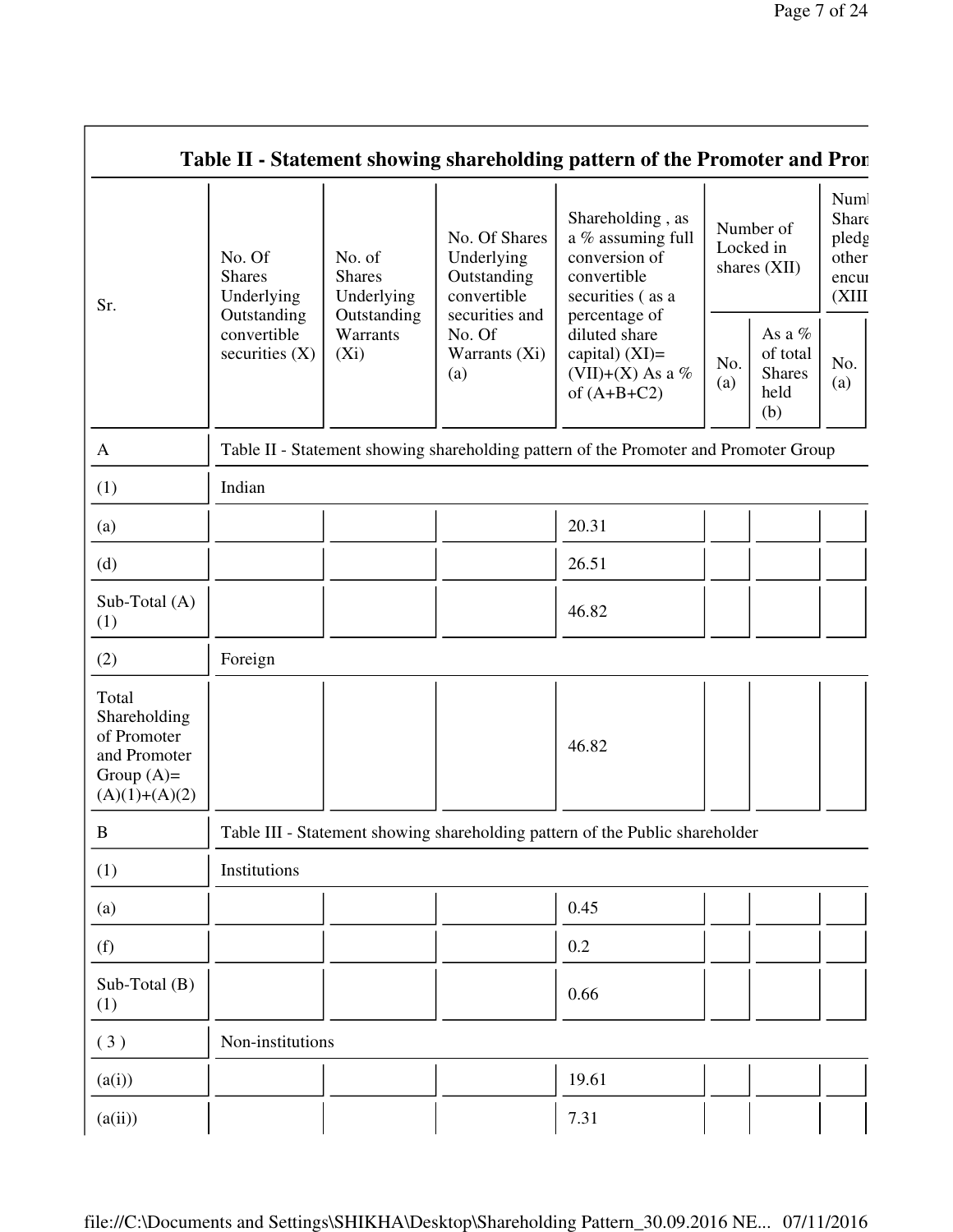## Table II - Statement showing shareholding pattern of the Promoter and Pron

| Sr. | No. Of Shares Underlying Outstanding convertible securities (X) | No. of Shares Underlying Outstanding Warrants (Xi) | No. Of Shares Underlying Outstanding convertible securities and No. Of Warrants (Xi) (a) | Shareholding , as a % assuming full conversion of convertible securities ( as a percentage of diluted share capital) (XI)= (VII)+(X) As a % of (A+B+C2) | Number of Locked in shares (XII) | | Numl Share pledg other encui (XIII |
|---|---|---|---|---|---|---|---|
| | | | | | No. (a) | As a % of total Shares held (b) | No. (a) |
| A | Table II - Statement showing shareholding pattern of the Promoter and Promoter Group | | | | | | |
| (1) | Indian | | | | | | |
| (a) | | | | 20.31 | | | |
| (d) | | | | 26.51 | | | |
| Sub-Total (A) (1) | | | | 46.82 | | | |
| (2) | Foreign | | | | | | |
| Total Shareholding of Promoter and Promoter Group (A)= (A)(1)+(A)(2) | | | | 46.82 | | | |
| B | Table III - Statement showing shareholding pattern of the Public shareholder | | | | | | |
| (1) | Institutions | | | | | | |
| (a) | | | | 0.45 | | | |
| (f) | | | | 0.2 | | | |
| Sub-Total (B) (1) | | | | 0.66 | | | |
| ( 3 ) | Non-institutions | | | | | | |
| (a(i)) | | | | 19.61 | | | |
| (a(ii)) | | | | 7.31 | | | |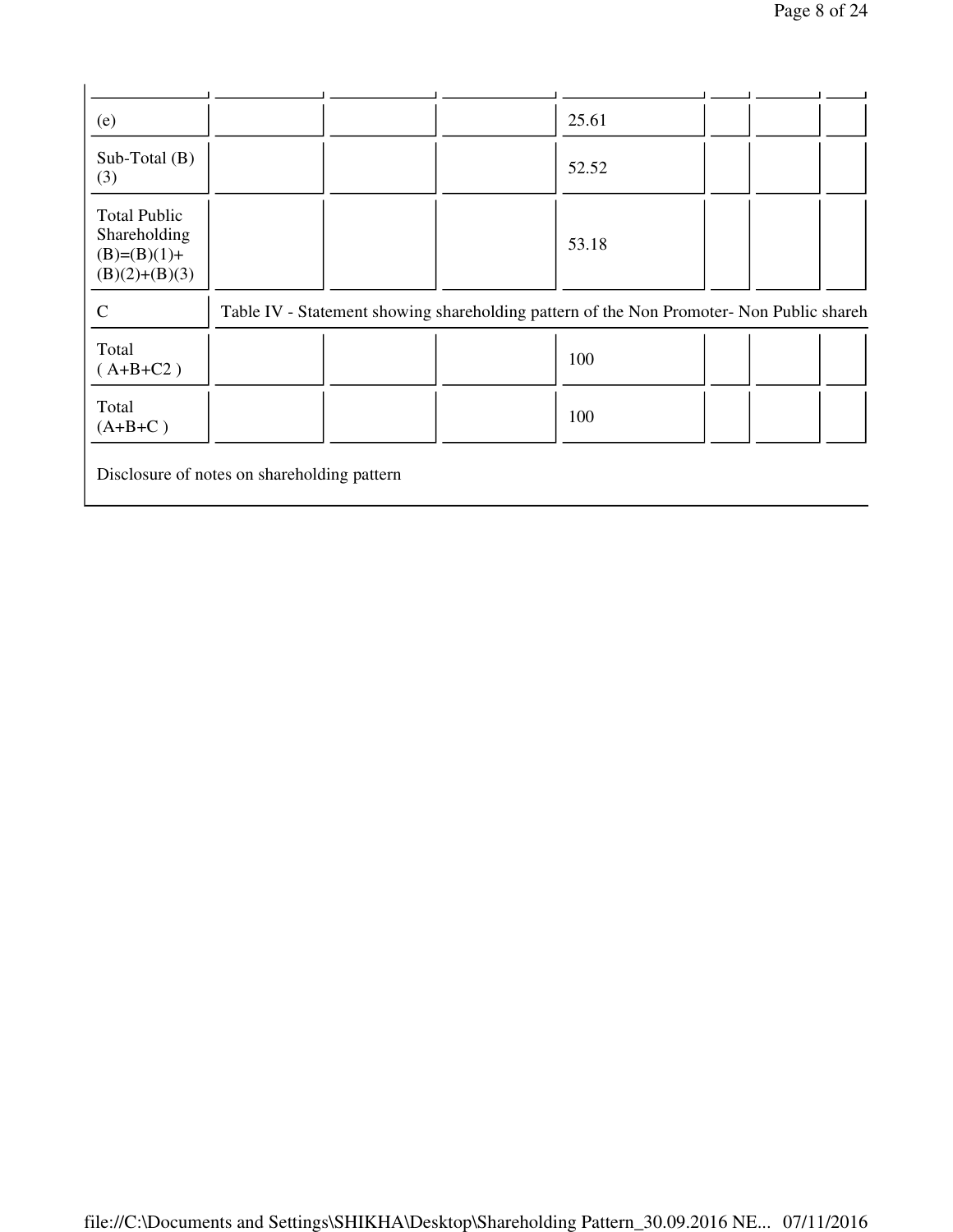| | | | | | | | |
|---|---|---|---|---|---|---|---|
| (e) | | | | 25.61 | | | |
| Sub-Total (B)(3) | | | | 52.52 | | | |
| Total Public Shareholding (B)=(B)(1)+(B)(2)+(B)(3) | | | | 53.18 | | | |
| C | Table IV - Statement showing shareholding pattern of the Non Promoter- Non Public shareh | | | | | | |
| Total ( A+B+C2 ) | | | | 100 | | | |
| Total (A+B+C ) | | | | 100 | | | |

Disclosure of notes on shareholding pattern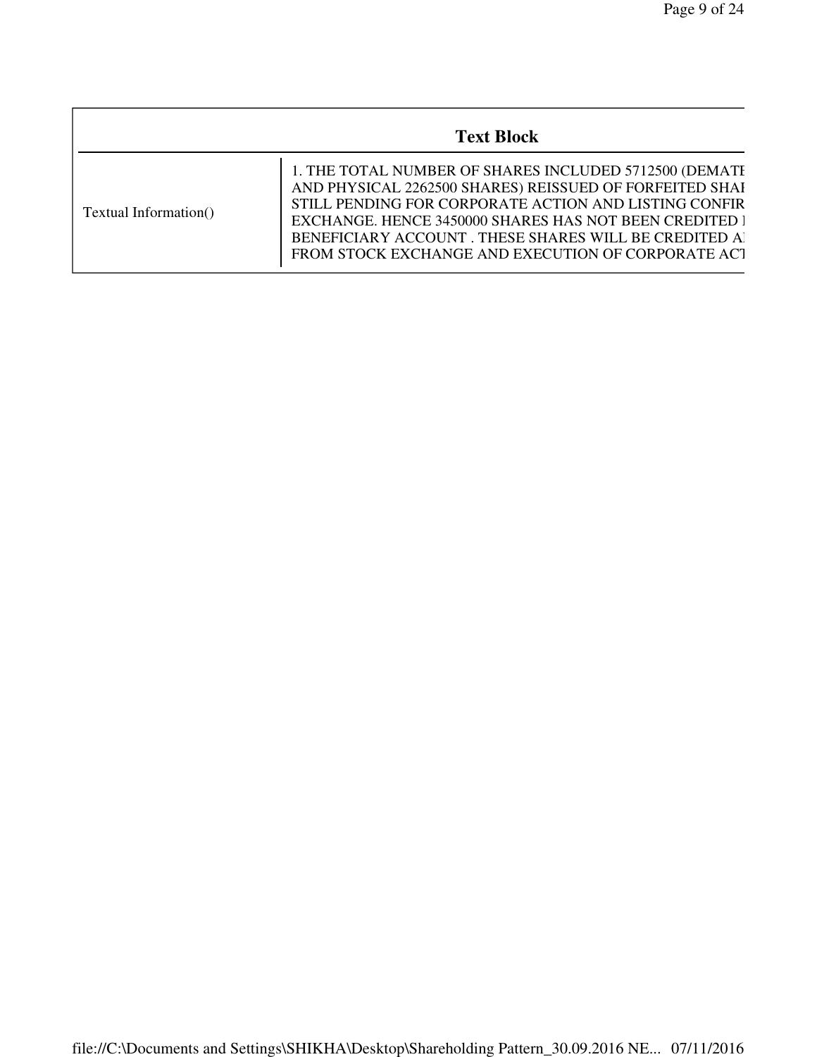| Text Block | |
|---|---|
| Textual Information() | 1. THE TOTAL NUMBER OF SHARES INCLUDED 5712500 (DEMATE AND PHYSICAL 2262500 SHARES) REISSUED OF FORFEITED SHAI STILL PENDING FOR CORPORATE ACTION AND LISTING CONFIR EXCHANGE. HENCE 3450000 SHARES HAS NOT BEEN CREDITED I BENEFICIARY ACCOUNT . THESE SHARES WILL BE CREDITED AI FROM STOCK EXCHANGE AND EXECUTION OF CORPORATE ACT |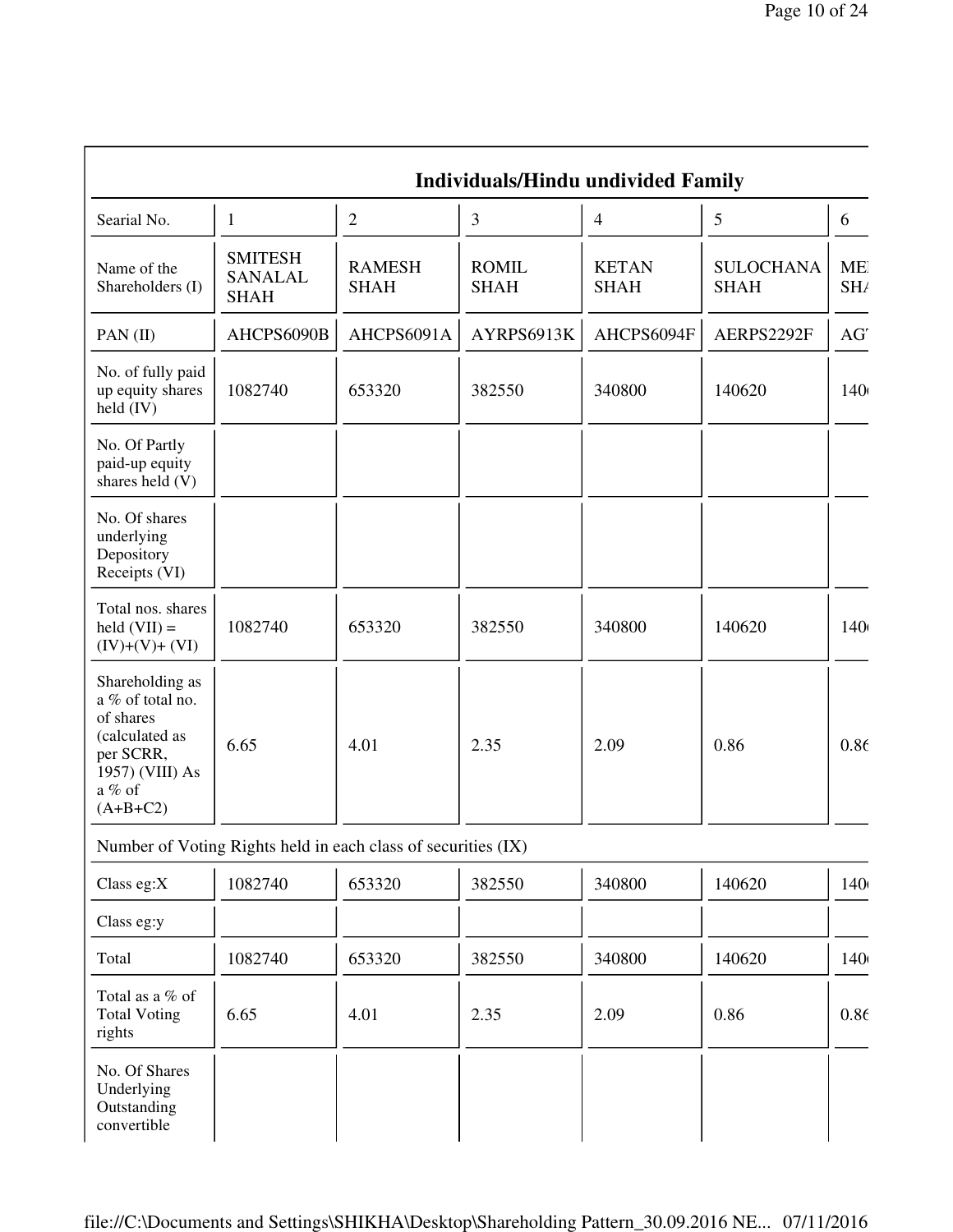| Individuals/Hindu undivided Family | | | | | | |
|---|---|---|---|---|---|---|
| Searial No. | 1 | 2 | 3 | 4 | 5 | 6 |
| Name of the Shareholders (I) | SMITESH SANALAL SHAH | RAMESH SHAH | ROMIL SHAH | KETAN SHAH | SULOCHANA SHAH | ME SH |
| PAN (II) | AHCPS6090B | AHCPS6091A | AYRPS6913K | AHCPS6094F | AERPS2292F | AG |
| No. of fully paid up equity shares held (IV) | 1082740 | 653320 | 382550 | 340800 | 140620 | 140 |
| No. Of Partly paid-up equity shares held (V) | | | | | | |
| No. Of shares underlying Depository Receipts (VI) | | | | | | |
| Total nos. shares held (VII) = (IV)+(V)+ (VI) | 1082740 | 653320 | 382550 | 340800 | 140620 | 140 |
| Shareholding as a % of total no. of shares (calculated as per SCRR, 1957) (VIII) As a % of (A+B+C2) | 6.65 | 4.01 | 2.35 | 2.09 | 0.86 | 0.86 |
| Number of Voting Rights held in each class of securities (IX) | | | | | | |
| Class eg:X | 1082740 | 653320 | 382550 | 340800 | 140620 | 140 |
| Class eg:y | | | | | | |
| Total | 1082740 | 653320 | 382550 | 340800 | 140620 | 140 |
| Total as a % of Total Voting rights | 6.65 | 4.01 | 2.35 | 2.09 | 0.86 | 0.86 |
| No. Of Shares Underlying Outstanding convertible | | | | | | |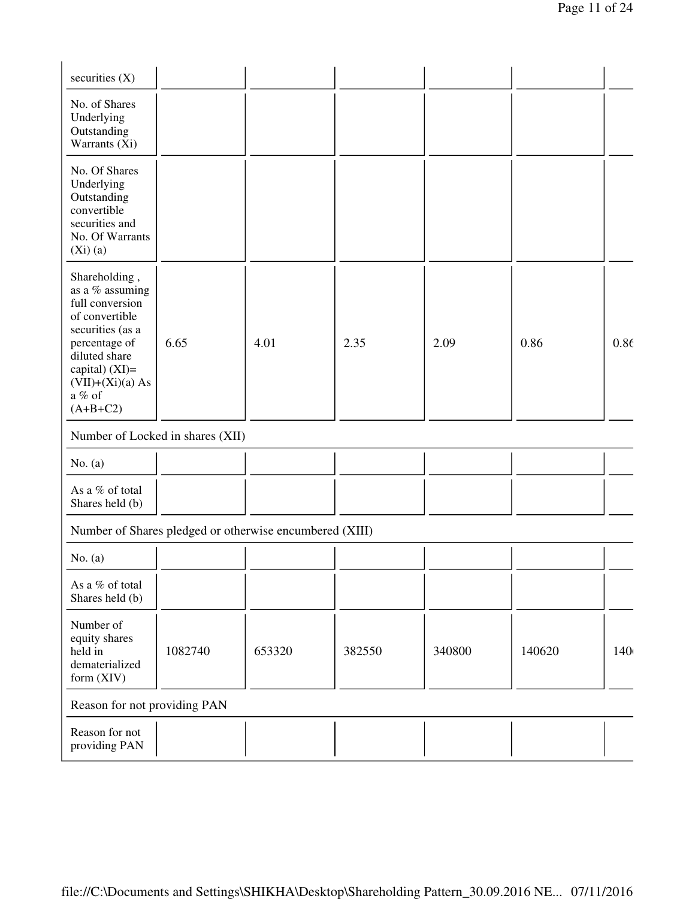| securities (X) | | | | | | |
|---|---|---|---|---|---|---|
| No. of Shares Underlying Outstanding Warrants (Xi) | | | | | | |
| No. Of Shares Underlying Outstanding convertible securities and No. Of Warrants (Xi) (a) | | | | | | |
| Shareholding , as a % assuming full conversion of convertible securities (as a percentage of diluted share capital) (XI)= (VII)+(Xi)(a) As a % of (A+B+C2) | 6.65 | 4.01 | 2.35 | 2.09 | 0.86 | 0.86 |
| Number of Locked in shares (XII) | | | | | | |
| No. (a) | | | | | | |
| As a % of total Shares held (b) | | | | | | |
| Number of Shares pledged or otherwise encumbered (XIII) | | | | | | |
| No. (a) | | | | | | |
| As a % of total Shares held (b) | | | | | | |
| Number of equity shares held in dematerialized form (XIV) | 1082740 | 653320 | 382550 | 340800 | 140620 | 140 |
| Reason for not providing PAN | | | | | | |
| Reason for not providing PAN | | | | | | |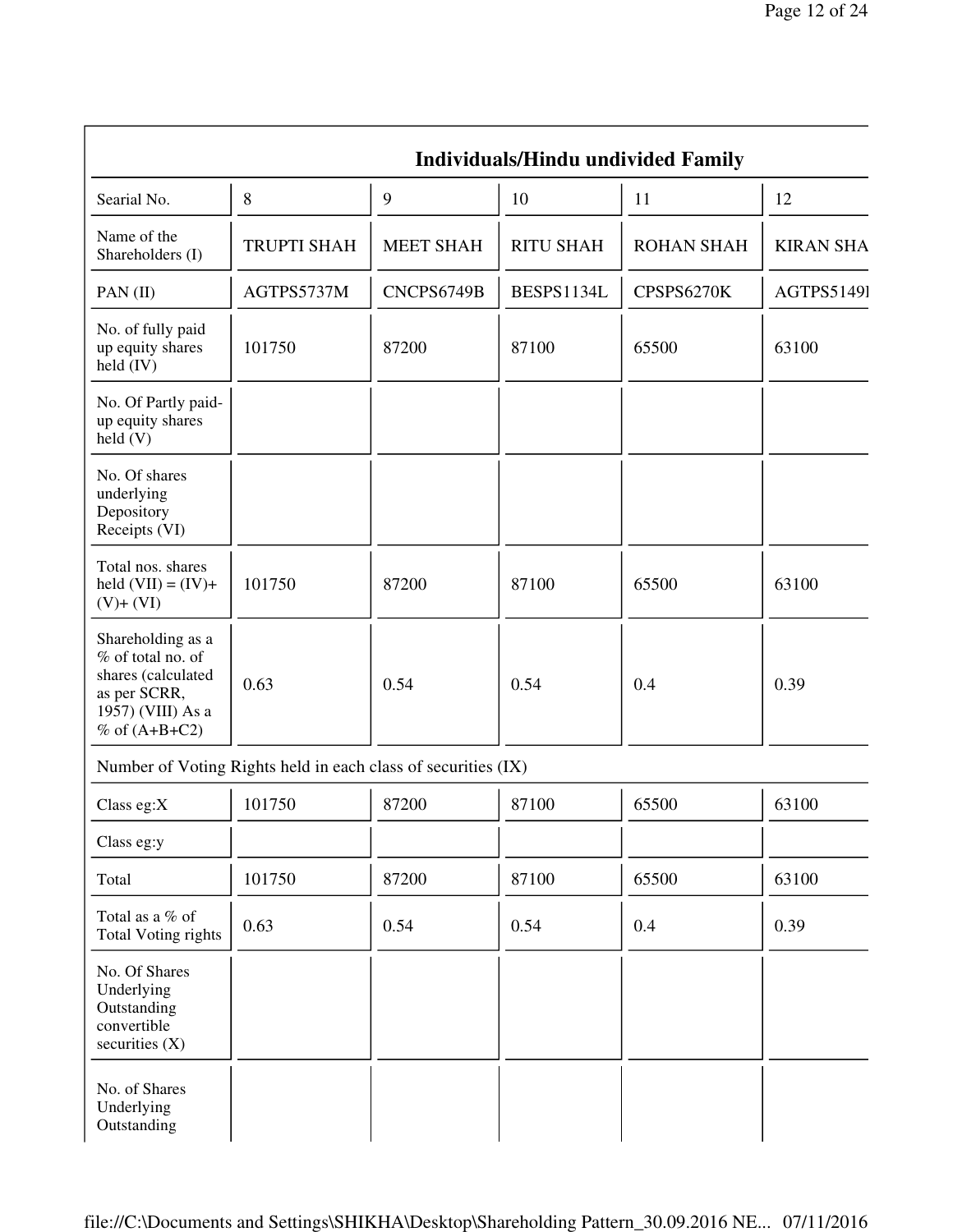| Individuals/Hindu undivided Family | | | | | |
|---|---|---|---|---|---|
| Searial No. | 8 | 9 | 10 | 11 | 12 |
| Name of the Shareholders (I) | TRUPTI SHAH | MEET SHAH | RITU SHAH | ROHAN SHAH | KIRAN SHA |
| PAN (II) | AGTPS5737M | CNCPS6749B | BESPS1134L | CPSPS6270K | AGTPS5149I |
| No. of fully paid up equity shares held (IV) | 101750 | 87200 | 87100 | 65500 | 63100 |
| No. Of Partly paid-up equity shares held (V) | | | | | |
| No. Of shares underlying Depository Receipts (VI) | | | | | |
| Total nos. shares held (VII) = (IV)+ (V)+ (VI) | 101750 | 87200 | 87100 | 65500 | 63100 |
| Shareholding as a % of total no. of shares (calculated as per SCRR, 1957) (VIII) As a % of (A+B+C2) | 0.63 | 0.54 | 0.54 | 0.4 | 0.39 |
| Number of Voting Rights held in each class of securities (IX) | | | | | |
| Class eg:X | 101750 | 87200 | 87100 | 65500 | 63100 |
| Class eg:y | | | | | |
| Total | 101750 | 87200 | 87100 | 65500 | 63100 |
| Total as a % of Total Voting rights | 0.63 | 0.54 | 0.54 | 0.4 | 0.39 |
| No. Of Shares Underlying Outstanding convertible securities (X) | | | | | |
| No. of Shares Underlying Outstanding | | | | | |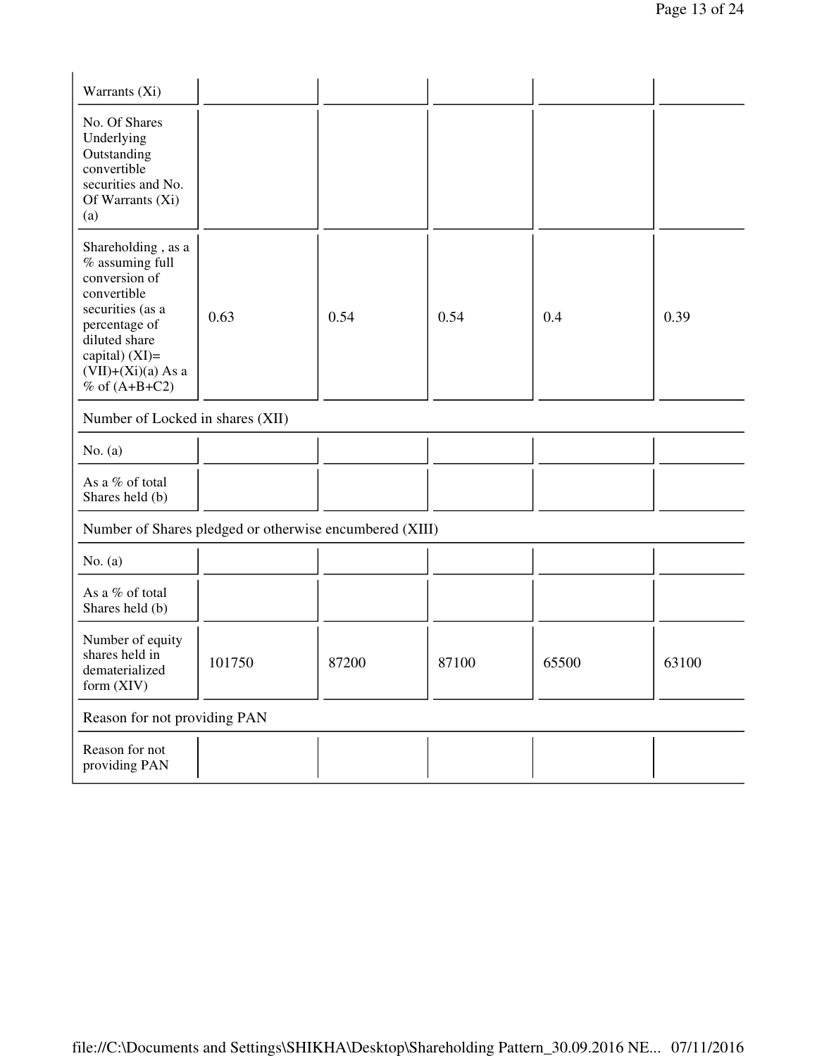| | | | | | |
|---|---|---|---|---|---|
| Warrants (Xi) | | | | | |
| No. Of Shares Underlying Outstanding convertible securities and No. Of Warrants (Xi) (a) | | | | | |
| Shareholding , as a % assuming full conversion of convertible securities (as a percentage of diluted share capital) (XI)= (VII)+(Xi)(a) As a % of (A+B+C2) | 0.63 | 0.54 | 0.54 | 0.4 | 0.39 |
| Number of Locked in shares (XII) | | | | | |
| No. (a) | | | | | |
| As a % of total Shares held (b) | | | | | |
| Number of Shares pledged or otherwise encumbered (XIII) | | | | | |
| No. (a) | | | | | |
| As a % of total Shares held (b) | | | | | |
| Number of equity shares held in dematerialized form (XIV) | 101750 | 87200 | 87100 | 65500 | 63100 |
| Reason for not providing PAN | | | | | |
| Reason for not providing PAN | | | | | |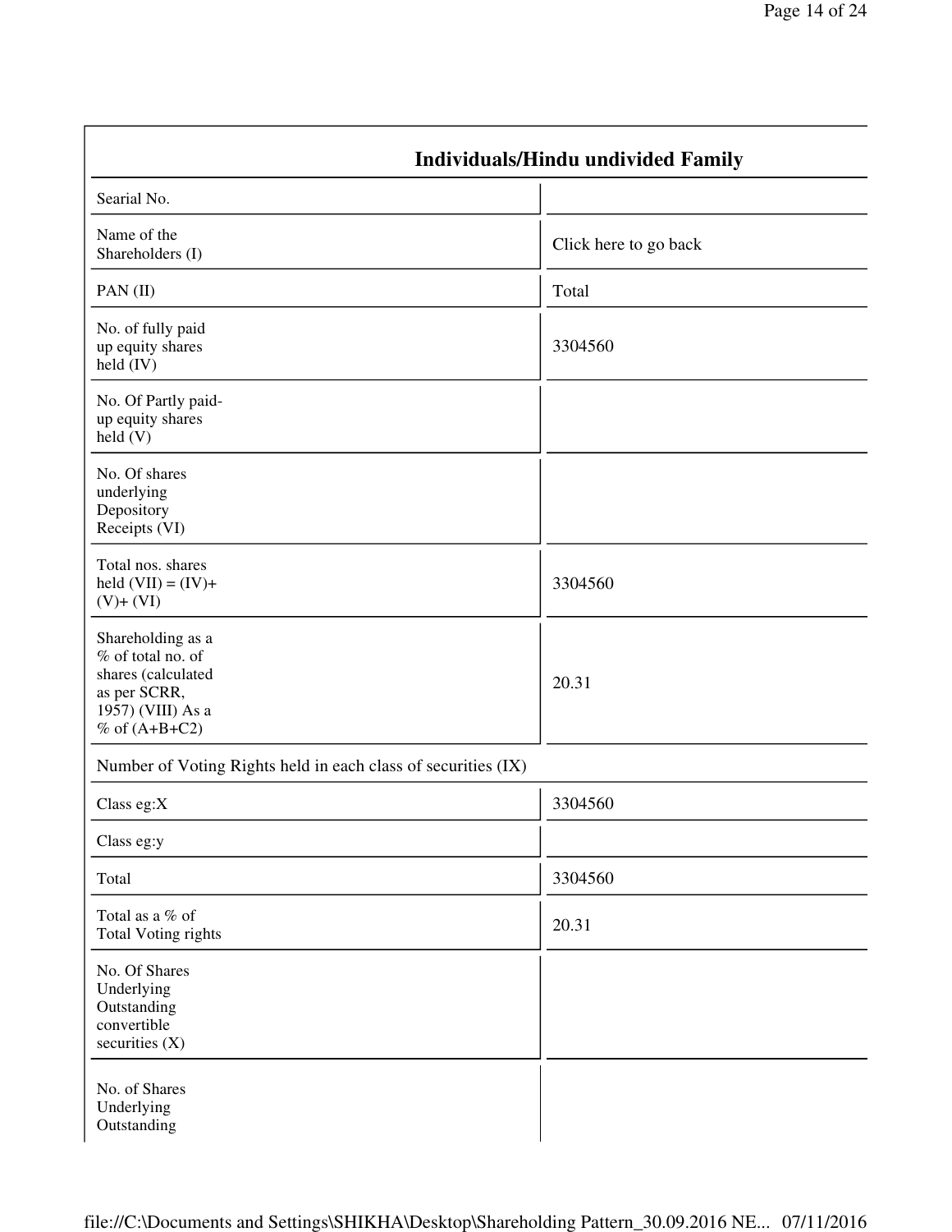| Individuals/Hindu undivided Family | |
|---|---|
| Searial No. | |
| Name of the Shareholders (I) | Click here to go back |
| PAN (II) | Total |
| No. of fully paid up equity shares held (IV) | 3304560 |
| No. Of Partly paid-up equity shares held (V) | |
| No. Of shares underlying Depository Receipts (VI) | |
| Total nos. shares held (VII) = (IV)+ (V)+ (VI) | 3304560 |
| Shareholding as a % of total no. of shares (calculated as per SCRR, 1957) (VIII) As a % of (A+B+C2) | 20.31 |
| Number of Voting Rights held in each class of securities (IX) | |
| Class eg:X | 3304560 |
| Class eg:y | |
| Total | 3304560 |
| Total as a % of Total Voting rights | 20.31 |
| No. Of Shares Underlying Outstanding convertible securities (X) | |
| No. of Shares Underlying Outstanding | |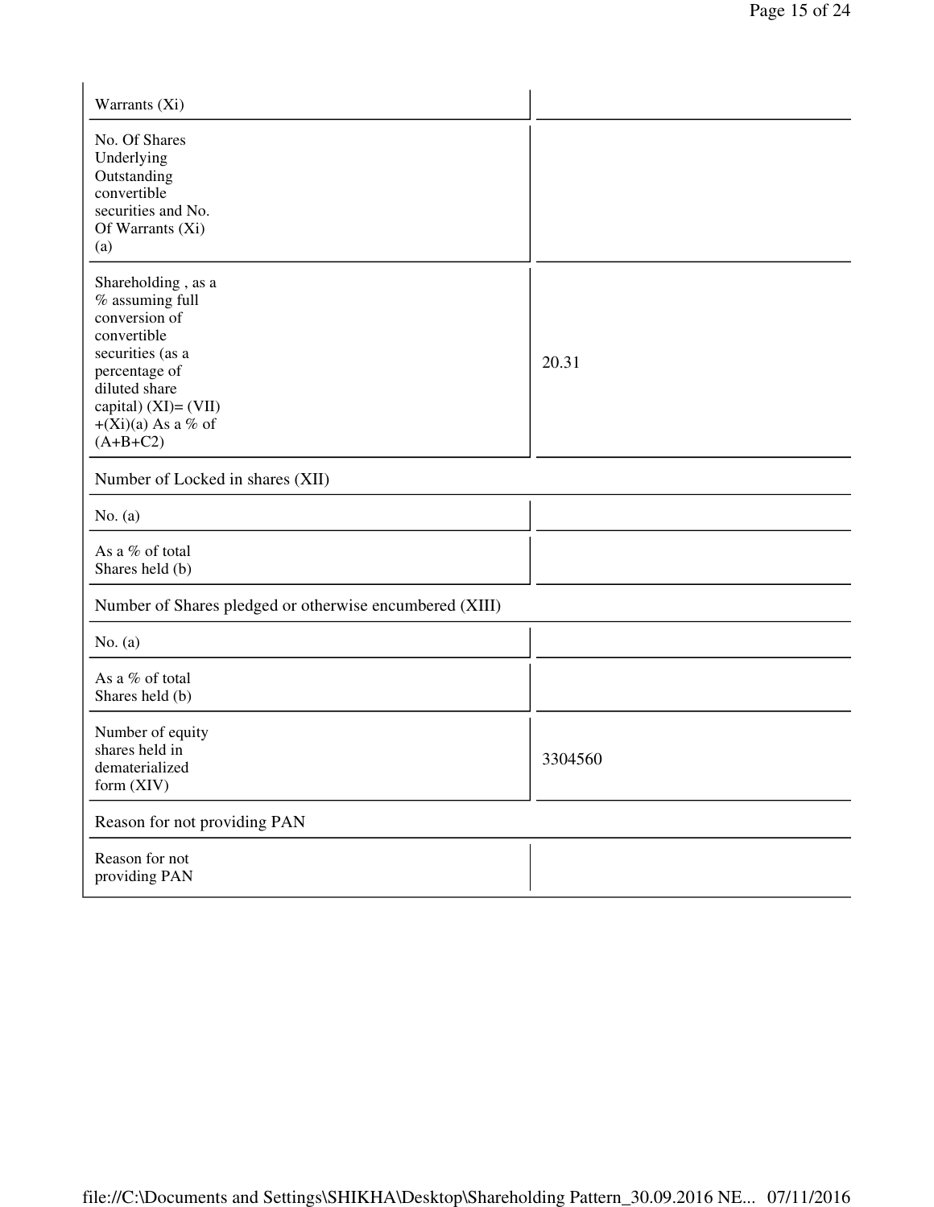| | |
|---|---|
| Warrants (Xi) | |
| No. Of Shares Underlying Outstanding convertible securities and No. Of Warrants (Xi) (a) | |
| Shareholding , as a % assuming full conversion of convertible securities (as a percentage of diluted share capital) (XI)= (VII) +(Xi)(a) As a % of (A+B+C2) | 20.31 |
| Number of Locked in shares (XII) | |
| No. (a) | |
| As a % of total Shares held (b) | |
| Number of Shares pledged or otherwise encumbered (XIII) | |
| No. (a) | |
| As a % of total Shares held (b) | |
| Number of equity shares held in dematerialized form (XIV) | 3304560 |
| Reason for not providing PAN | |
| Reason for not providing PAN | |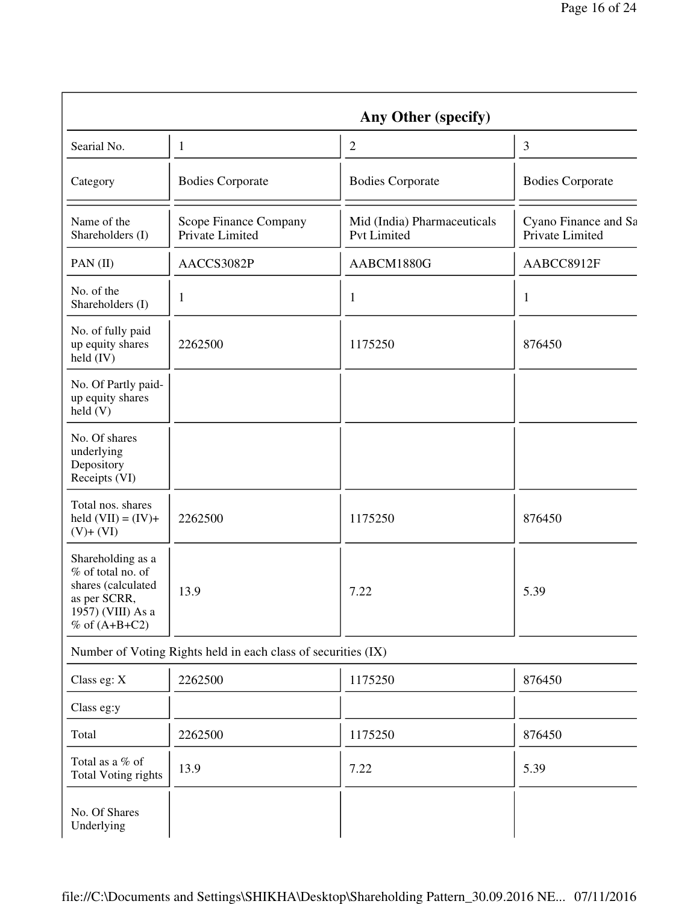| Any Other (specify) | | | |
|---|---|---|---|
| Searial No. | 1 | 2 | 3 |
| Category | Bodies Corporate | Bodies Corporate | Bodies Corporate |
| Name of the Shareholders (I) | Scope Finance Company Private Limited | Mid (India) Pharmaceuticals Pvt Limited | Cyano Finance and Sa Private Limited |
| PAN (II) | AACCS3082P | AABCM1880G | AABCC8912F |
| No. of the Shareholders (I) | 1 | 1 | 1 |
| No. of fully paid up equity shares held (IV) | 2262500 | 1175250 | 876450 |
| No. Of Partly paid-up equity shares held (V) | | | |
| No. Of shares underlying Depository Receipts (VI) | | | |
| Total nos. shares held (VII) = (IV)+ (V)+ (VI) | 2262500 | 1175250 | 876450 |
| Shareholding as a % of total no. of shares (calculated as per SCRR, 1957) (VIII) As a % of (A+B+C2) | 13.9 | 7.22 | 5.39 |
| Number of Voting Rights held in each class of securities (IX) | | | |
| Class eg: X | 2262500 | 1175250 | 876450 |
| Class eg:y | | | |
| Total | 2262500 | 1175250 | 876450 |
| Total as a % of Total Voting rights | 13.9 | 7.22 | 5.39 |
| No. Of Shares Underlying | | | |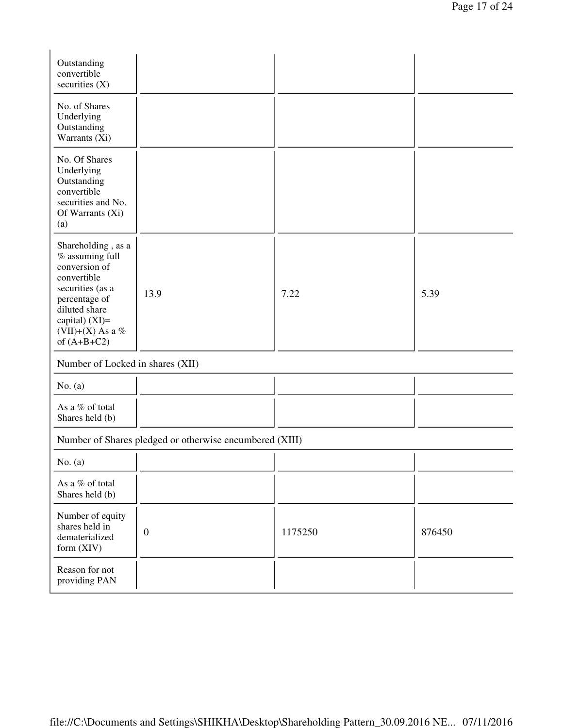| | | | |
|---|---|---|---|
| Outstanding convertible securities (X) | | | |
| No. of Shares Underlying Outstanding Warrants (Xi) | | | |
| No. Of Shares Underlying Outstanding convertible securities and No. Of Warrants (Xi) (a) | | | |
| Shareholding , as a % assuming full conversion of convertible securities (as a percentage of diluted share capital) (XI)= (VII)+(X) As a % of (A+B+C2) | 13.9 | 7.22 | 5.39 |
| Number of Locked in shares (XII) | | | |
| No. (a) | | | |
| As a % of total Shares held (b) | | | |
| Number of Shares pledged or otherwise encumbered (XIII) | | | |
| No. (a) | | | |
| As a % of total Shares held (b) | | | |
| Number of equity shares held in dematerialized form (XIV) | 0 | 1175250 | 876450 |
| Reason for not providing PAN | | | |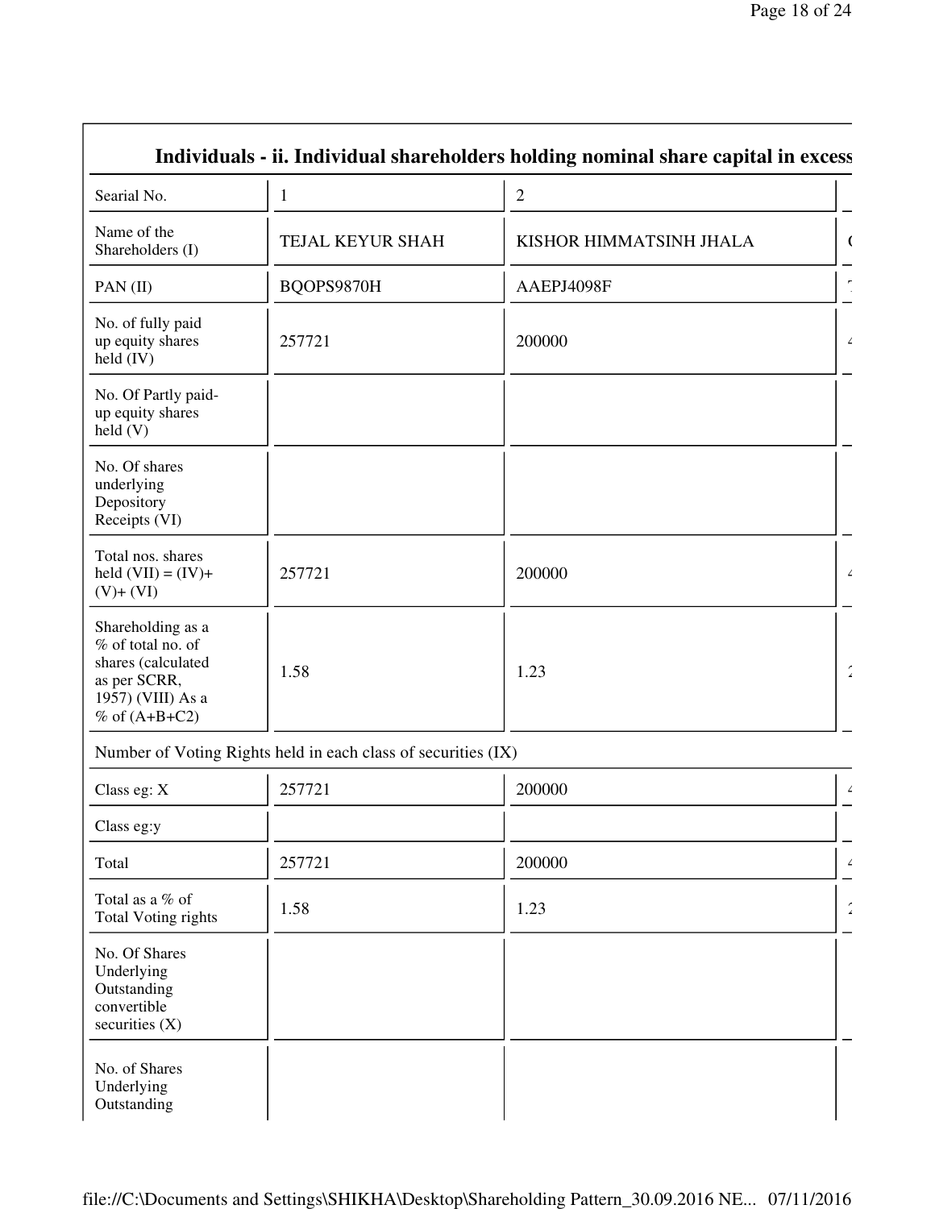## Individuals - ii. Individual shareholders holding nominal share capital in excess

| Searial No. | 1 | 2 |
|---|---|---|
| Name of the Shareholders (I) | TEJAL KEYUR SHAH | KISHOR HIMMATSINH JHALA |
| PAN (II) | BQOPS9870H | AAEPJ4098F |
| No. of fully paid up equity shares held (IV) | 257721 | 200000 |
| No. Of Partly paid-up equity shares held (V) | | |
| No. Of shares underlying Depository Receipts (VI) | | |
| Total nos. shares held (VII) = (IV)+ (V)+ (VI) | 257721 | 200000 |
| Shareholding as a % of total no. of shares (calculated as per SCRR, 1957) (VIII) As a % of (A+B+C2) | 1.58 | 1.23 |
| Number of Voting Rights held in each class of securities (IX) | | |
| Class eg: X | 257721 | 200000 |
| Class eg:y | | |
| Total | 257721 | 200000 |
| Total as a % of Total Voting rights | 1.58 | 1.23 |
| No. Of Shares Underlying Outstanding convertible securities (X) | | |
| No. of Shares Underlying Outstanding | | |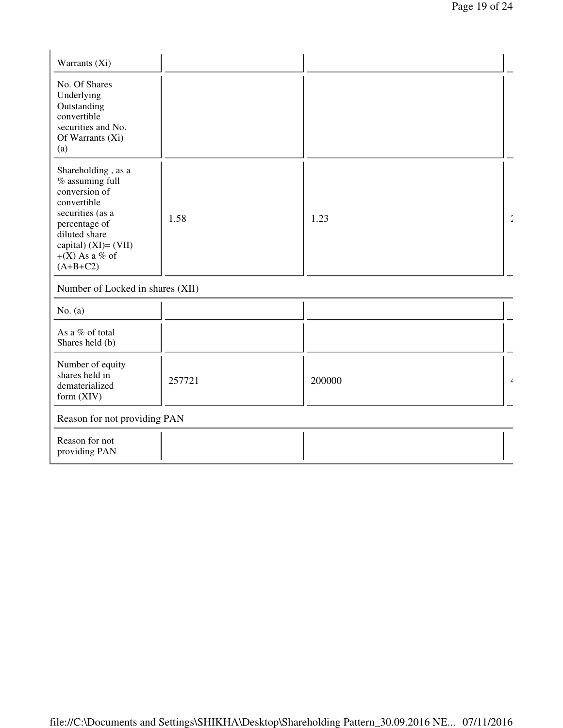| Warrants (Xi) | | | |
|---|---|---|---|
| No. Of Shares Underlying Outstanding convertible securities and No. Of Warrants (Xi) (a) | | | |
| Shareholding , as a % assuming full conversion of convertible securities (as a percentage of diluted share capital) (XI)= (VII) +(X) As a % of (A+B+C2) | 1.58 | 1.23 | 2 |
| **Number of Locked in shares (XII)** | | | |
| No. (a) | | | |
| As a % of total Shares held (b) | | | |
| Number of equity shares held in dematerialized form (XIV) | 257721 | 200000 | 4 |
| **Reason for not providing PAN** | | | |
| Reason for not providing PAN | | | |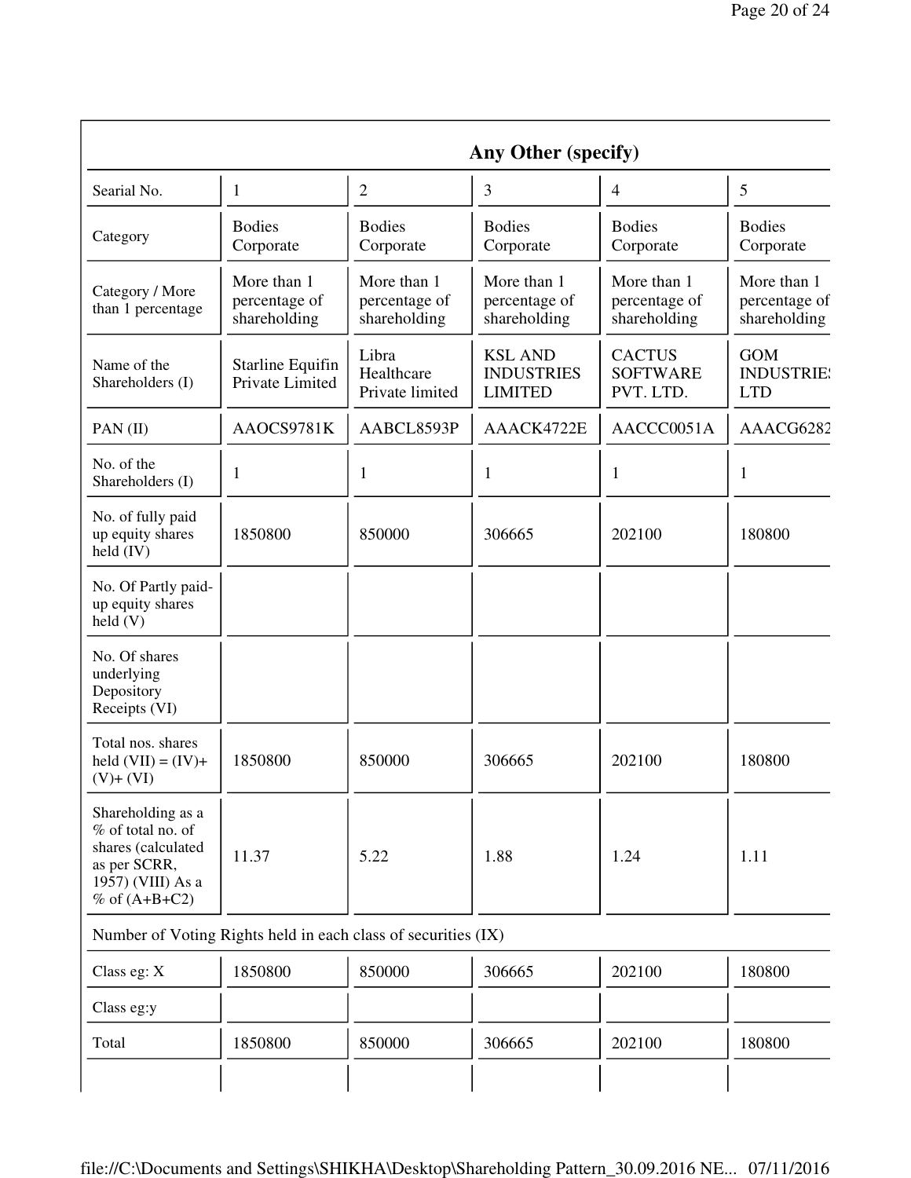| Any Other (specify) | | | | | |
|---|---|---|---|---|---|
| Searial No. | 1 | 2 | 3 | 4 | 5 |
| Category | Bodies Corporate | Bodies Corporate | Bodies Corporate | Bodies Corporate | Bodies Corporate |
| Category / More than 1 percentage | More than 1 percentage of shareholding | More than 1 percentage of shareholding | More than 1 percentage of shareholding | More than 1 percentage of shareholding | More than 1 percentage of shareholding |
| Name of the Shareholders (I) | Starline Equifin Private Limited | Libra Healthcare Private limited | KSL AND INDUSTRIES LIMITED | CACTUS SOFTWARE PVT. LTD. | GOM INDUSTRIES LTD |
| PAN (II) | AAOCS9781K | AABCL8593P | AAACK4722E | AACCC0051A | AAACG6282 |
| No. of the Shareholders (I) | 1 | 1 | 1 | 1 | 1 |
| No. of fully paid up equity shares held (IV) | 1850800 | 850000 | 306665 | 202100 | 180800 |
| No. Of Partly paid-up equity shares held (V) | | | | | |
| No. Of shares underlying Depository Receipts (VI) | | | | | |
| Total nos. shares held (VII) = (IV)+ (V)+ (VI) | 1850800 | 850000 | 306665 | 202100 | 180800 |
| Shareholding as a % of total no. of shares (calculated as per SCRR, 1957) (VIII) As a % of (A+B+C2) | 11.37 | 5.22 | 1.88 | 1.24 | 1.11 |
| Number of Voting Rights held in each class of securities (IX) | | | | | |
| Class eg: X | 1850800 | 850000 | 306665 | 202100 | 180800 |
| Class eg:y | | | | | |
| Total | 1850800 | 850000 | 306665 | 202100 | 180800 |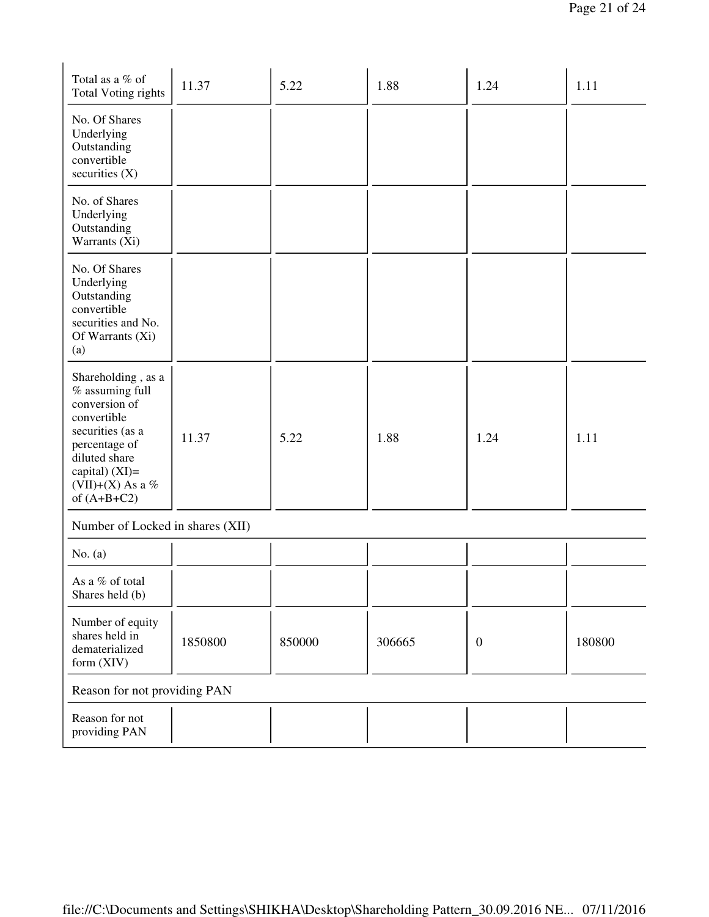| | | | | | |
|---|---|---|---|---|---|
| Total as a % of Total Voting rights | 11.37 | 5.22 | 1.88 | 1.24 | 1.11 |
| No. Of Shares Underlying Outstanding convertible securities (X) | | | | | |
| No. of Shares Underlying Outstanding Warrants (Xi) | | | | | |
| No. Of Shares Underlying Outstanding convertible securities and No. Of Warrants (Xi) (a) | | | | | |
| Shareholding , as a % assuming full conversion of convertible securities (as a percentage of diluted share capital) (XI)= (VII)+(X) As a % of (A+B+C2) | 11.37 | 5.22 | 1.88 | 1.24 | 1.11 |
| Number of Locked in shares (XII) | | | | | |
| No. (a) | | | | | |
| As a % of total Shares held (b) | | | | | |
| Number of equity shares held in dematerialized form (XIV) | 1850800 | 850000 | 306665 | 0 | 180800 |
| Reason for not providing PAN | | | | | |
| Reason for not providing PAN | | | | | |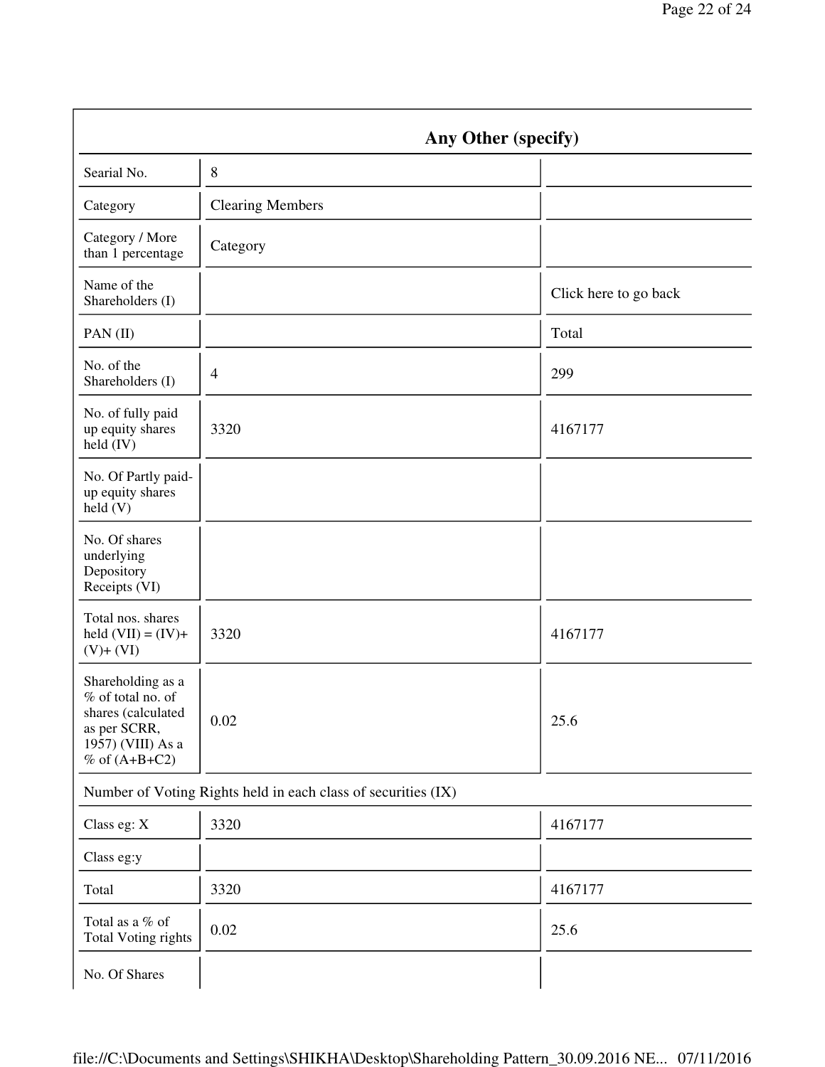| Any Other (specify) | | |
|---|---|---|
| Searial No. | 8 | |
| Category | Clearing Members | |
| Category / More than 1 percentage | Category | |
| Name of the Shareholders (I) | | Click here to go back |
| PAN (II) | | Total |
| No. of the Shareholders (I) | 4 | 299 |
| No. of fully paid up equity shares held (IV) | 3320 | 4167177 |
| No. Of Partly paid-up equity shares held (V) | | |
| No. Of shares underlying Depository Receipts (VI) | | |
| Total nos. shares held (VII) = (IV)+ (V)+ (VI) | 3320 | 4167177 |
| Shareholding as a % of total no. of shares (calculated as per SCRR, 1957) (VIII) As a % of (A+B+C2) | 0.02 | 25.6 |
| Number of Voting Rights held in each class of securities (IX) | | |
| Class eg: X | 3320 | 4167177 |
| Class eg:y | | |
| Total | 3320 | 4167177 |
| Total as a % of Total Voting rights | 0.02 | 25.6 |
| No. Of Shares | | |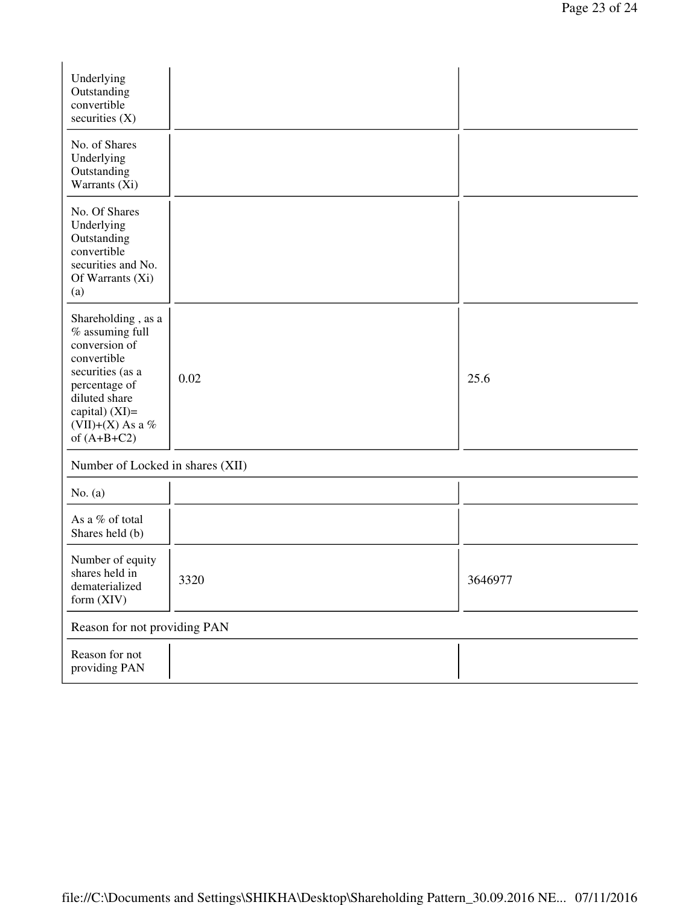| | | |
|---|---|---|
| Underlying Outstanding convertible securities (X) | | |
| No. of Shares Underlying Outstanding Warrants (Xi) | | |
| No. Of Shares Underlying Outstanding convertible securities and No. Of Warrants (Xi) (a) | | |
| Shareholding , as a % assuming full conversion of convertible securities (as a percentage of diluted share capital) (XI)= (VII)+(X) As a % of (A+B+C2) | 0.02 | 25.6 |
| **Number of Locked in shares (XII)** | | |
| No. (a) | | |
| As a % of total Shares held (b) | | |
| Number of equity shares held in dematerialized form (XIV) | 3320 | 3646977 |
| **Reason for not providing PAN** | | |
| Reason for not providing PAN | | |